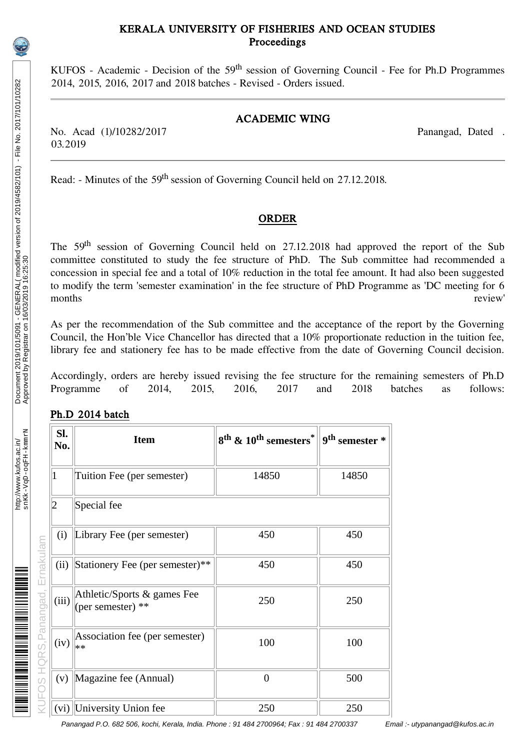# KERALA UNIVERSITY OF FISHERIES AND OCEAN STUDIES
## Proceedings

KUFOS - Academic - Decision of the 59th session of Governing Council - Fee for Ph.D Programmes 2014, 2015, 2016, 2017 and 2018 batches - Revised - Orders issued.

---

## ACADEMIC WING

No. Acad (1)/10282/2017 Panangad, Dated . 03.2019

---

Read: - Minutes of the 59th session of Governing Council held on 27.12.2018.

## ORDER

The 59th session of Governing Council held on 27.12.2018 had approved the report of the Sub committee constituted to study the fee structure of PhD. The Sub committee had recommended a concession in special fee and a total of 10% reduction in the total fee amount. It had also been suggested to modify the term 'semester examination' in the fee structure of PhD Programme as 'DC meeting for 6 months review'

As per the recommendation of the Sub committee and the acceptance of the report by the Governing Council, the Hon'ble Vice Chancellor has directed that a 10% proportionate reduction in the tuition fee, library fee and stationery fee has to be made effective from the date of Governing Council decision.

Accordingly, orders are hereby issued revising the fee structure for the remaining semesters of Ph.D Programme of 2014, 2015, 2016, 2017 and 2018 batches as follows:

**Ph.D 2014 batch**

| Sl. No. | Item | 8th & 10th semesters* | 9th semester * |
|---|---|---|---|
| 1 | Tuition Fee (per semester) | 14850 | 14850 |
| 2 | Special fee | | |
| (i) | Library Fee (per semester) | 450 | 450 |
| (ii) | Stationery Fee (per semester)** | 450 | 450 |
| (iii) | Athletic/Sports & games Fee (per semester) ** | 250 | 250 |
| (iv) | Association fee (per semester) ** | 100 | 100 |
| (v) | Magazine fee (Annual) | 0 | 500 |
| (vi) | University Union fee | 250 | 250 |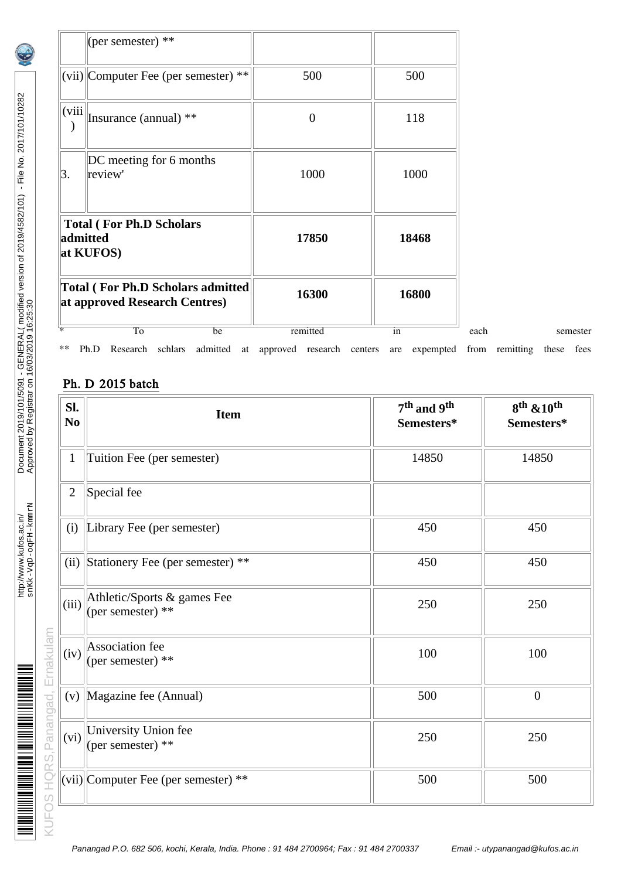| | | | |
|---|---|---|---|
| | (per semester) ** | | |
| (vii) | Computer Fee (per semester) ** | 500 | 500 |
| (viii) | Insurance (annual) ** | 0 | 118 |
| 3. | DC meeting for 6 months review' | 1000 | 1000 |
| **Total ( For Ph.D Scholars admitted at KUFOS)** | | **17850** | **18468** |
| **Total ( For Ph.D Scholars admitted at approved Research Centres)** | | **16300** | **16800** |

\* To be remitted in each semester

** Ph.D Research schlars admitted at approved research centers are expempted from remitting these fees

## Ph. D 2015 batch

| Sl. No | Item | 7th and 9th Semesters* | 8th &10th Semesters* |
|---|---|---|---|
| 1 | Tuition Fee (per semester) | 14850 | 14850 |
| 2 | Special fee | | |
| (i) | Library Fee (per semester) | 450 | 450 |
| (ii) | Stationery Fee (per semester) ** | 450 | 450 |
| (iii) | Athletic/Sports & games Fee (per semester) ** | 250 | 250 |
| (iv) | Association fee (per semester) ** | 100 | 100 |
| (v) | Magazine fee (Annual) | 500 | 0 |
| (vi) | University Union fee (per semester) ** | 250 | 250 |
| (vii) | Computer Fee (per semester) ** | 500 | 500 |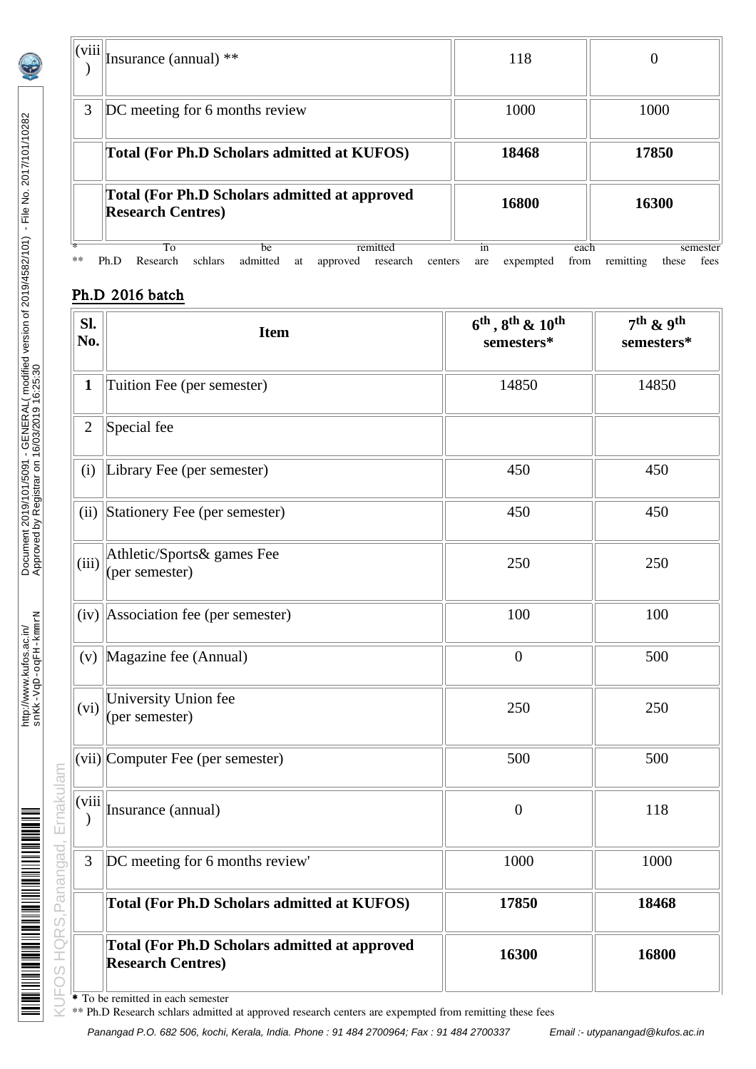| (viii) | Insurance (annual) ** | 118 | 0 |
|---|---|---|---|
| 3 | DC meeting for 6 months review | 1000 | 1000 |
| | **Total (For Ph.D Scholars admitted at KUFOS)** | **18468** | **17850** |
| | **Total (For Ph.D Scholars admitted at approved Research Centres)** | **16800** | **16300** |

* To be remitted in each semester
** Ph.D Research schlars admitted at approved research centers are expempted from remitting these fees

## Ph.D 2016 batch

| Sl. No. | Item | 6th , 8th & 10th semesters* | 7th & 9th semesters* |
|---|---|---|---|
| 1 | Tuition Fee (per semester) | 14850 | 14850 |
| 2 | Special fee | | |
| (i) | Library Fee (per semester) | 450 | 450 |
| (ii) | Stationery Fee (per semester) | 450 | 450 |
| (iii) | Athletic/Sports& games Fee (per semester) | 250 | 250 |
| (iv) | Association fee (per semester) | 100 | 100 |
| (v) | Magazine fee (Annual) | 0 | 500 |
| (vi) | University Union fee (per semester) | 250 | 250 |
| (vii) | Computer Fee (per semester) | 500 | 500 |
| (viii) | Insurance (annual) | 0 | 118 |
| 3 | DC meeting for 6 months review' | 1000 | 1000 |
| | **Total (For Ph.D Scholars admitted at KUFOS)** | **17850** | **18468** |
| | **Total (For Ph.D Scholars admitted at approved Research Centres)** | **16300** | **16800** |

* To be remitted in each semester
** Ph.D Research schlars admitted at approved research centers are expempted from remitting these fees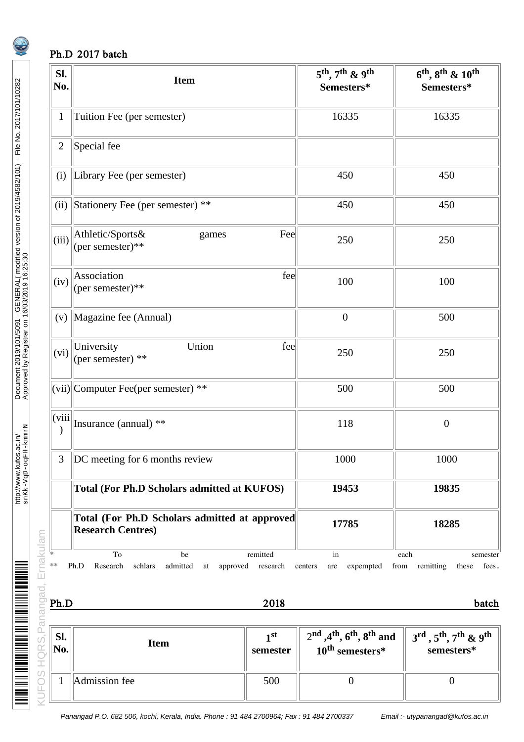## Ph.D 2017 batch

| Sl. No. | Item | 5th, 7th & 9th Semesters* | 6th, 8th & 10th Semesters* |
|---|---|---|---|
| 1 | Tuition Fee (per semester) | 16335 | 16335 |
| 2 | Special fee | | |
| (i) | Library Fee (per semester) | 450 | 450 |
| (ii) | Stationery Fee (per semester) ** | 450 | 450 |
| (iii) | Athletic/Sports& games Fee (per semester)** | 250 | 250 |
| (iv) | Association fee (per semester)** | 100 | 100 |
| (v) | Magazine fee (Annual) | 0 | 500 |
| (vi) | University Union fee (per semester) ** | 250 | 250 |
| (vii) | Computer Fee(per semester) ** | 500 | 500 |
| (viii) | Insurance (annual) ** | 118 | 0 |
| 3 | DC meeting for 6 months review | 1000 | 1000 |
| | **Total (For Ph.D Scholars admitted at KUFOS)** | **19453** | **19835** |
| | **Total (For Ph.D Scholars admitted at approved Research Centres)** | **17785** | **18285** |

\* To be remitted in each semester

** Ph.D Research schlars admitted at approved research centers are expempted from remitting these fees.

## Ph.D 2018 batch

| Sl. No. | Item | 1st semester | 2nd ,4th, 6th, 8th and 10th semesters* | 3rd , 5th, 7th & 9th semesters* |
|---|---|---|---|---|
| 1 | Admission fee | 500 | 0 | 0 |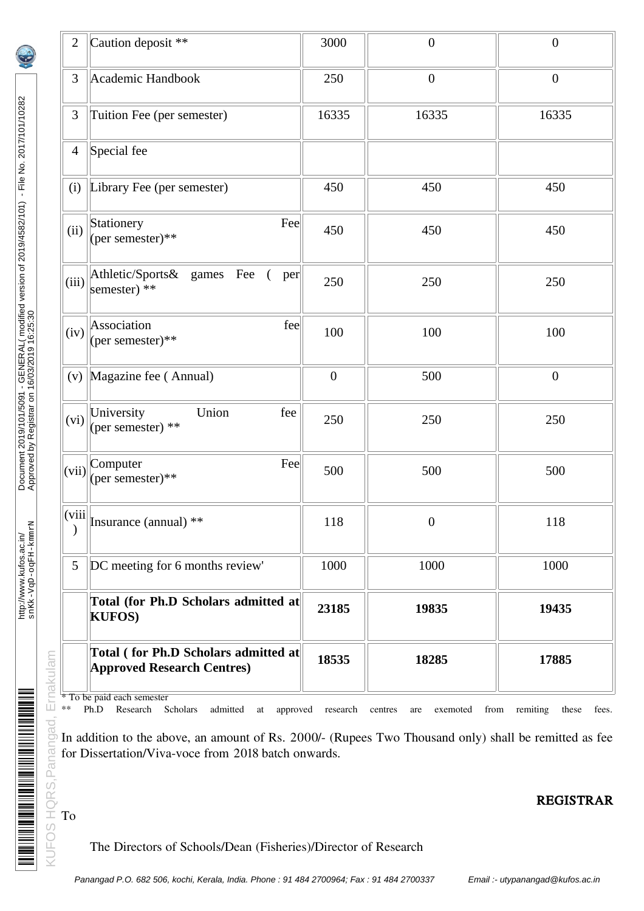| 2 | Caution deposit ** | 3000 | 0 | 0 |
|---|---|---|---|---|
| 3 | Academic Handbook | 250 | 0 | 0 |
| 3 | Tuition Fee (per semester) | 16335 | 16335 | 16335 |
| 4 | Special fee | | | |
| (i) | Library Fee (per semester) | 450 | 450 | 450 |
| (ii) | Stationery Fee (per semester)** | 450 | 450 | 450 |
| (iii) | Athletic/Sports& games Fee ( per semester) ** | 250 | 250 | 250 |
| (iv) | Association fee (per semester)** | 100 | 100 | 100 |
| (v) | Magazine fee ( Annual) | 0 | 500 | 0 |
| (vi) | University Union fee (per semester) ** | 250 | 250 | 250 |
| (vii) | Computer Fee (per semester)** | 500 | 500 | 500 |
| (viii) | Insurance (annual) ** | 118 | 0 | 118 |
| 5 | DC meeting for 6 months review' | 1000 | 1000 | 1000 |
| | **Total (for Ph.D Scholars admitted at KUFOS)** | **23185** | **19835** | **19435** |
| | **Total ( for Ph.D Scholars admitted at Approved Research Centres)** | **18535** | **18285** | **17885** |

* To be paid each semester

** Ph.D Research Scholars admitted at approved research centres are exemoted from remiting these fees.

In addition to the above, an amount of Rs. 2000/- (Rupees Two Thousand only) shall be remitted as fee for Dissertation/Viva-voce from 2018 batch onwards.

**REGISTRAR**

To

The Directors of Schools/Dean (Fisheries)/Director of Research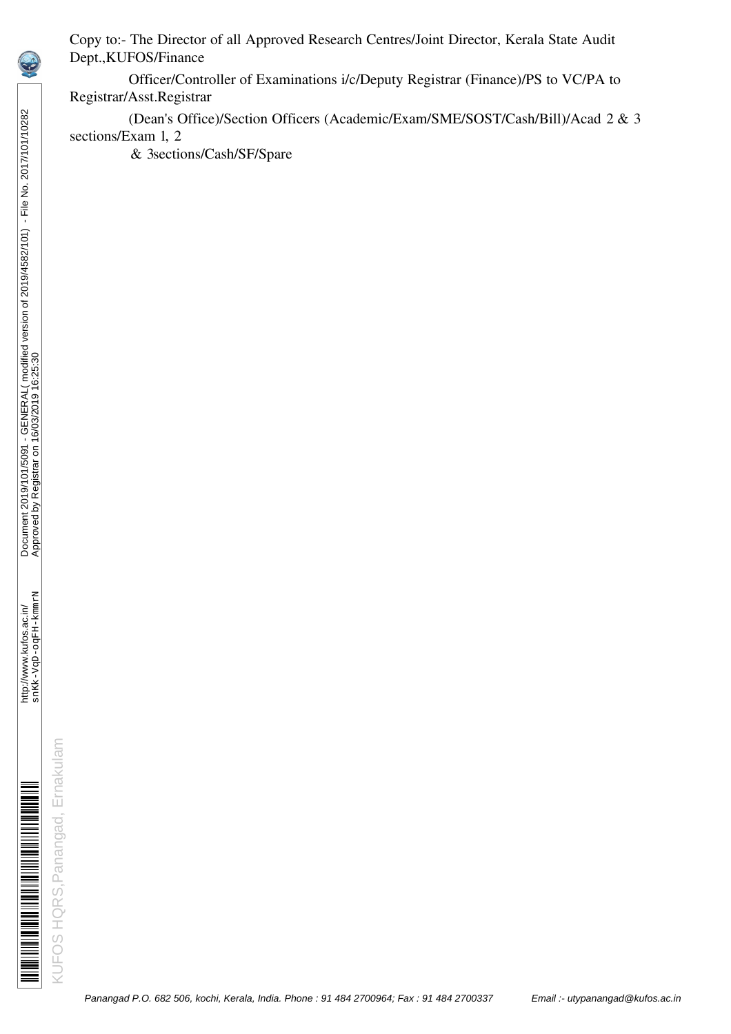Copy to:- The Director of all Approved Research Centres/Joint Director, Kerala State Audit Dept.,KUFOS/Finance

Officer/Controller of Examinations i/c/Deputy Registrar (Finance)/PS to VC/PA to Registrar/Asst.Registrar

(Dean's Office)/Section Officers (Academic/Exam/SME/SOST/Cash/Bill)/Acad 2 & 3 sections/Exam 1, 2

& 3sections/Cash/SF/Spare